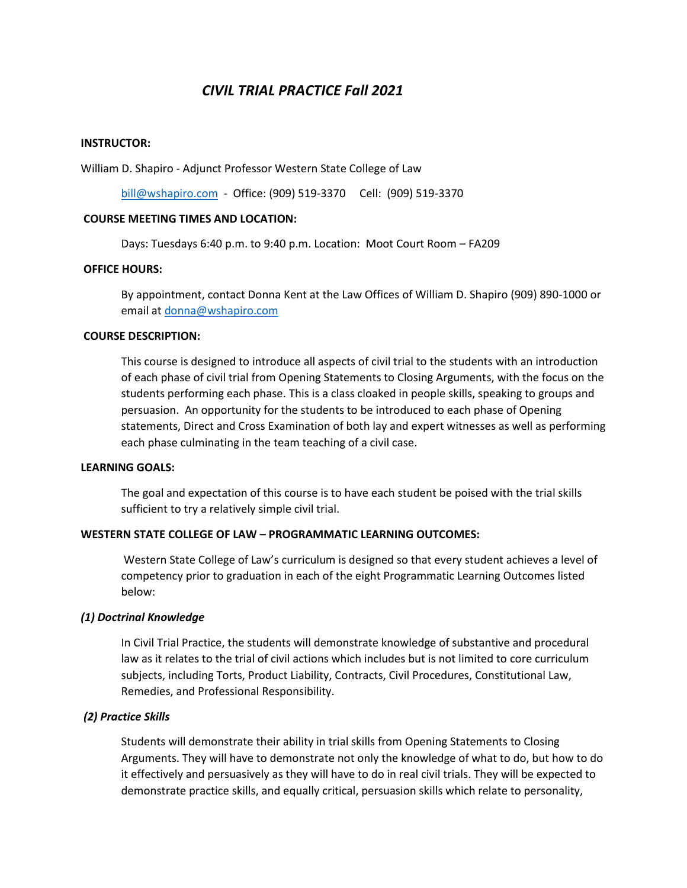# *CIVIL TRIAL PRACTICE Fall 2021*

**INSTRUCTOR:**

William D. Shapiro - Adjunct Professor Western State College of Law

bill@wshapiro.com - Office: (909) 519-3370 Cell: (909) 519-3370

**COURSE MEETING TIMES AND LOCATION:**

Days: Tuesdays 6:40 p.m. to 9:40 p.m. Location: Moot Court Room – FA209

**OFFICE HOURS:**

By appointment, contact Donna Kent at the Law Offices of William D. Shapiro (909) 890-1000 or email at donna@wshapiro.com

**COURSE DESCRIPTION:**

This course is designed to introduce all aspects of civil trial to the students with an introduction of each phase of civil trial from Opening Statements to Closing Arguments, with the focus on the students performing each phase. This is a class cloaked in people skills, speaking to groups and persuasion. An opportunity for the students to be introduced to each phase of Opening statements, Direct and Cross Examination of both lay and expert witnesses as well as performing each phase culminating in the team teaching of a civil case.

**LEARNING GOALS:**

The goal and expectation of this course is to have each student be poised with the trial skills sufficient to try a relatively simple civil trial.

**WESTERN STATE COLLEGE OF LAW – PROGRAMMATIC LEARNING OUTCOMES:**

Western State College of Law's curriculum is designed so that every student achieves a level of competency prior to graduation in each of the eight Programmatic Learning Outcomes listed below:

***(1) Doctrinal Knowledge***

In Civil Trial Practice, the students will demonstrate knowledge of substantive and procedural law as it relates to the trial of civil actions which includes but is not limited to core curriculum subjects, including Torts, Product Liability, Contracts, Civil Procedures, Constitutional Law, Remedies, and Professional Responsibility.

***(2) Practice Skills***

Students will demonstrate their ability in trial skills from Opening Statements to Closing Arguments. They will have to demonstrate not only the knowledge of what to do, but how to do it effectively and persuasively as they will have to do in real civil trials. They will be expected to demonstrate practice skills, and equally critical, persuasion skills which relate to personality,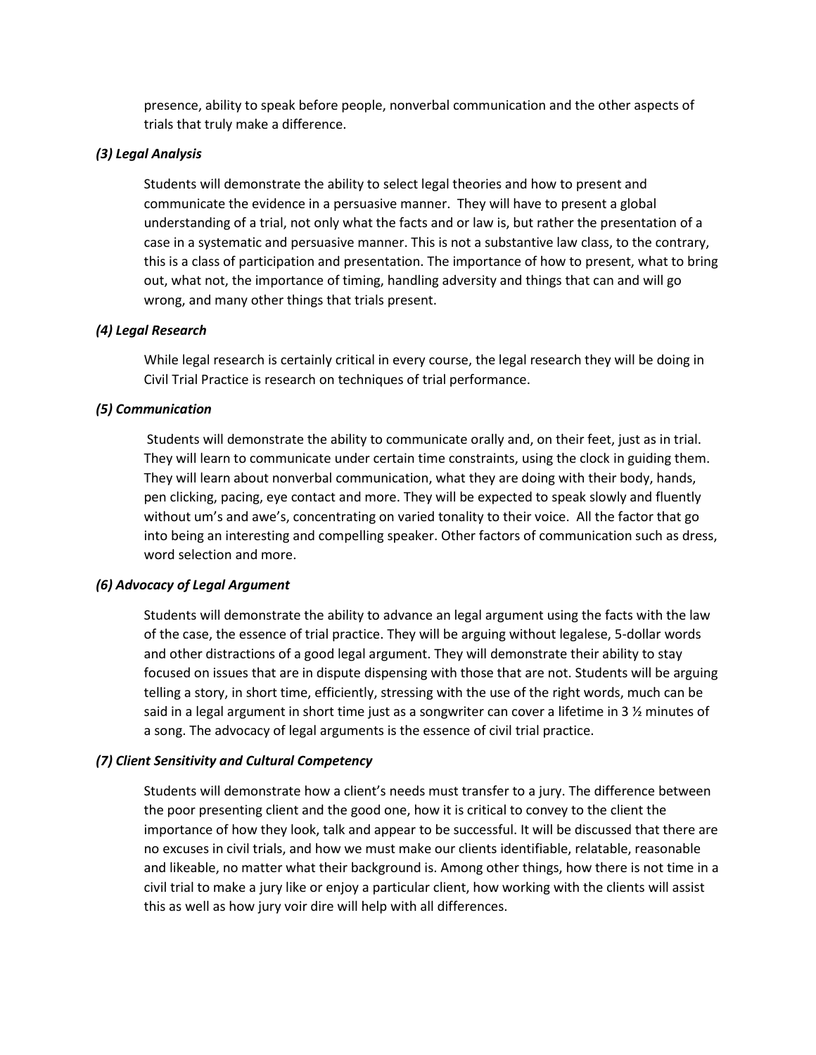presence, ability to speak before people, nonverbal communication and the other aspects of trials that truly make a difference.

***(3) Legal Analysis***

Students will demonstrate the ability to select legal theories and how to present and communicate the evidence in a persuasive manner. They will have to present a global understanding of a trial, not only what the facts and or law is, but rather the presentation of a case in a systematic and persuasive manner. This is not a substantive law class, to the contrary, this is a class of participation and presentation. The importance of how to present, what to bring out, what not, the importance of timing, handling adversity and things that can and will go wrong, and many other things that trials present.

***(4) Legal Research***

While legal research is certainly critical in every course, the legal research they will be doing in Civil Trial Practice is research on techniques of trial performance.

***(5) Communication***

Students will demonstrate the ability to communicate orally and, on their feet, just as in trial. They will learn to communicate under certain time constraints, using the clock in guiding them. They will learn about nonverbal communication, what they are doing with their body, hands, pen clicking, pacing, eye contact and more. They will be expected to speak slowly and fluently without um's and awe's, concentrating on varied tonality to their voice. All the factor that go into being an interesting and compelling speaker. Other factors of communication such as dress, word selection and more.

***(6) Advocacy of Legal Argument***

Students will demonstrate the ability to advance an legal argument using the facts with the law of the case, the essence of trial practice. They will be arguing without legalese, 5-dollar words and other distractions of a good legal argument. They will demonstrate their ability to stay focused on issues that are in dispute dispensing with those that are not. Students will be arguing telling a story, in short time, efficiently, stressing with the use of the right words, much can be said in a legal argument in short time just as a songwriter can cover a lifetime in 3 ½ minutes of a song. The advocacy of legal arguments is the essence of civil trial practice.

***(7) Client Sensitivity and Cultural Competency***

Students will demonstrate how a client's needs must transfer to a jury. The difference between the poor presenting client and the good one, how it is critical to convey to the client the importance of how they look, talk and appear to be successful. It will be discussed that there are no excuses in civil trials, and how we must make our clients identifiable, relatable, reasonable and likeable, no matter what their background is. Among other things, how there is not time in a civil trial to make a jury like or enjoy a particular client, how working with the clients will assist this as well as how jury voir dire will help with all differences.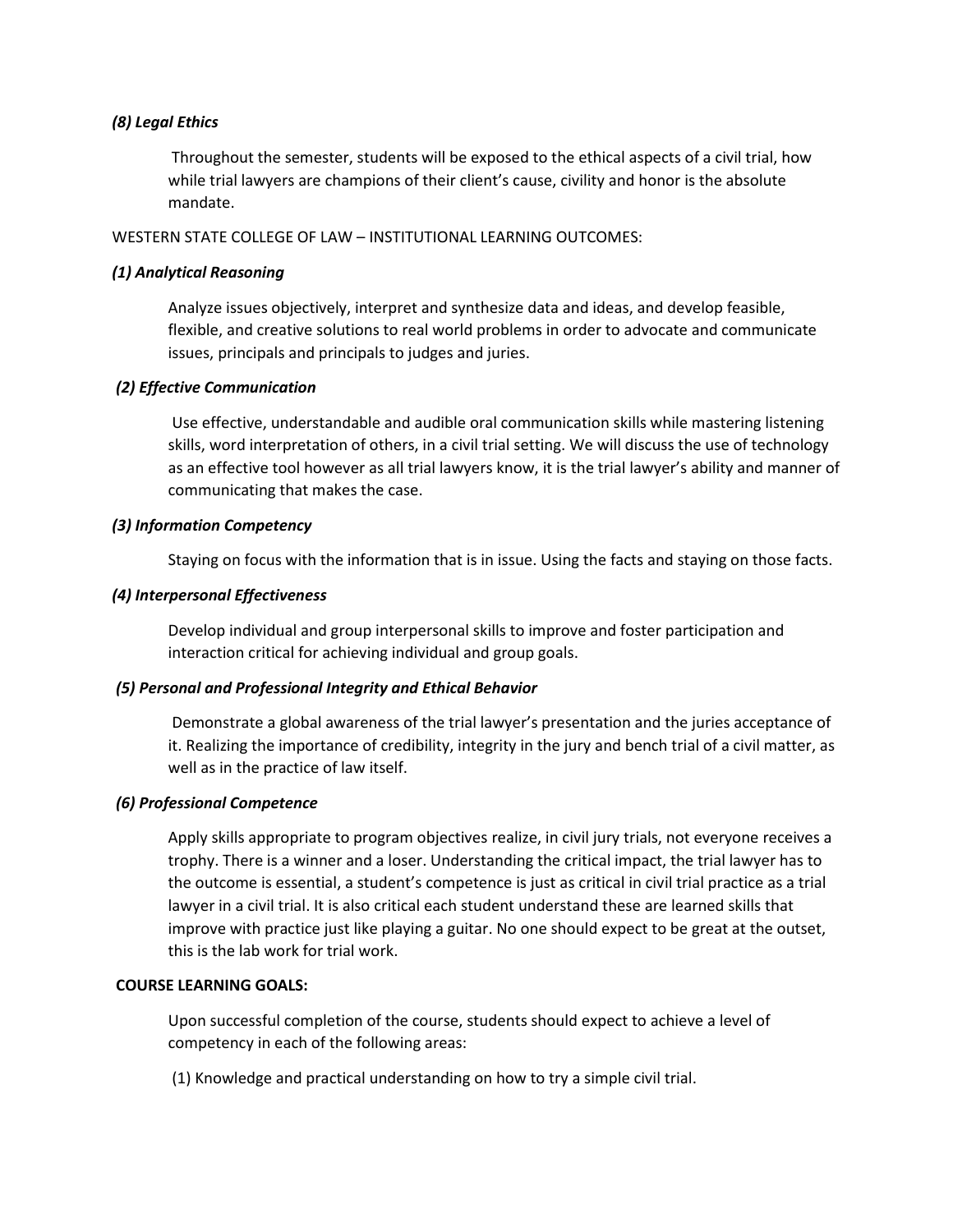### *(8) Legal Ethics*

Throughout the semester, students will be exposed to the ethical aspects of a civil trial, how while trial lawyers are champions of their client's cause, civility and honor is the absolute mandate.

WESTERN STATE COLLEGE OF LAW – INSTITUTIONAL LEARNING OUTCOMES:

### *(1) Analytical Reasoning*

Analyze issues objectively, interpret and synthesize data and ideas, and develop feasible, flexible, and creative solutions to real world problems in order to advocate and communicate issues, principals and principals to judges and juries.

### *(2) Effective Communication*

Use effective, understandable and audible oral communication skills while mastering listening skills, word interpretation of others, in a civil trial setting. We will discuss the use of technology as an effective tool however as all trial lawyers know, it is the trial lawyer's ability and manner of communicating that makes the case.

### *(3) Information Competency*

Staying on focus with the information that is in issue. Using the facts and staying on those facts.

### *(4) Interpersonal Effectiveness*

Develop individual and group interpersonal skills to improve and foster participation and interaction critical for achieving individual and group goals.

### *(5) Personal and Professional Integrity and Ethical Behavior*

Demonstrate a global awareness of the trial lawyer's presentation and the juries acceptance of it. Realizing the importance of credibility, integrity in the jury and bench trial of a civil matter, as well as in the practice of law itself.

### *(6) Professional Competence*

Apply skills appropriate to program objectives realize, in civil jury trials, not everyone receives a trophy. There is a winner and a loser. Understanding the critical impact, the trial lawyer has to the outcome is essential, a student's competence is just as critical in civil trial practice as a trial lawyer in a civil trial. It is also critical each student understand these are learned skills that improve with practice just like playing a guitar. No one should expect to be great at the outset, this is the lab work for trial work.

**COURSE LEARNING GOALS:**

Upon successful completion of the course, students should expect to achieve a level of competency in each of the following areas:

(1) Knowledge and practical understanding on how to try a simple civil trial.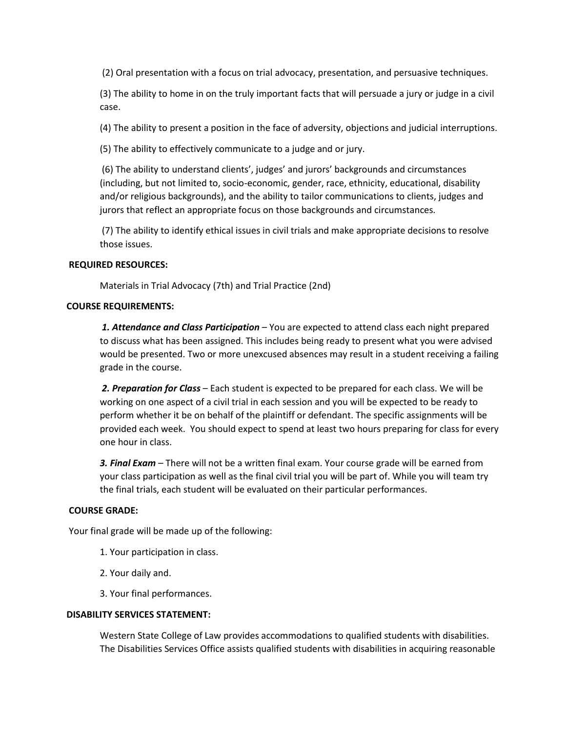(2) Oral presentation with a focus on trial advocacy, presentation, and persuasive techniques.

(3) The ability to home in on the truly important facts that will persuade a jury or judge in a civil case.

(4) The ability to present a position in the face of adversity, objections and judicial interruptions.

(5) The ability to effectively communicate to a judge and or jury.

(6) The ability to understand clients', judges' and jurors' backgrounds and circumstances (including, but not limited to, socio-economic, gender, race, ethnicity, educational, disability and/or religious backgrounds), and the ability to tailor communications to clients, judges and jurors that reflect an appropriate focus on those backgrounds and circumstances.

(7) The ability to identify ethical issues in civil trials and make appropriate decisions to resolve those issues.

**REQUIRED RESOURCES:**

Materials in Trial Advocacy (7th) and Trial Practice (2nd)

**COURSE REQUIREMENTS:**

***1. Attendance and Class Participation*** – You are expected to attend class each night prepared to discuss what has been assigned. This includes being ready to present what you were advised would be presented. Two or more unexcused absences may result in a student receiving a failing grade in the course.

***2. Preparation for Class*** – Each student is expected to be prepared for each class. We will be working on one aspect of a civil trial in each session and you will be expected to be ready to perform whether it be on behalf of the plaintiff or defendant. The specific assignments will be provided each week. You should expect to spend at least two hours preparing for class for every one hour in class.

***3. Final Exam*** – There will not be a written final exam. Your course grade will be earned from your class participation as well as the final civil trial you will be part of. While you will team try the final trials, each student will be evaluated on their particular performances.

**COURSE GRADE:**

Your final grade will be made up of the following:

1. Your participation in class.

2. Your daily and.

3. Your final performances.

**DISABILITY SERVICES STATEMENT:**

Western State College of Law provides accommodations to qualified students with disabilities. The Disabilities Services Office assists qualified students with disabilities in acquiring reasonable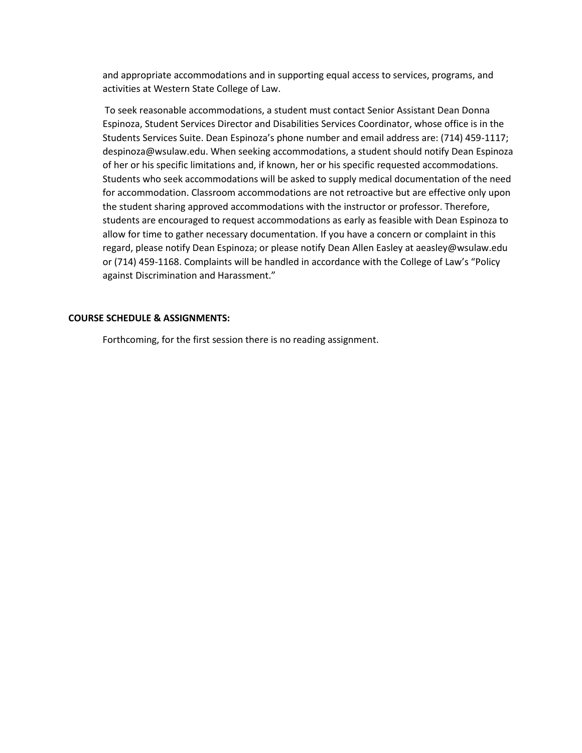and appropriate accommodations and in supporting equal access to services, programs, and activities at Western State College of Law.

To seek reasonable accommodations, a student must contact Senior Assistant Dean Donna Espinoza, Student Services Director and Disabilities Services Coordinator, whose office is in the Students Services Suite. Dean Espinoza's phone number and email address are: (714) 459-1117; despinoza@wsulaw.edu. When seeking accommodations, a student should notify Dean Espinoza of her or his specific limitations and, if known, her or his specific requested accommodations. Students who seek accommodations will be asked to supply medical documentation of the need for accommodation. Classroom accommodations are not retroactive but are effective only upon the student sharing approved accommodations with the instructor or professor. Therefore, students are encouraged to request accommodations as early as feasible with Dean Espinoza to allow for time to gather necessary documentation. If you have a concern or complaint in this regard, please notify Dean Espinoza; or please notify Dean Allen Easley at aeasley@wsulaw.edu or (714) 459-1168. Complaints will be handled in accordance with the College of Law's "Policy against Discrimination and Harassment."

**COURSE SCHEDULE & ASSIGNMENTS:**

Forthcoming, for the first session there is no reading assignment.